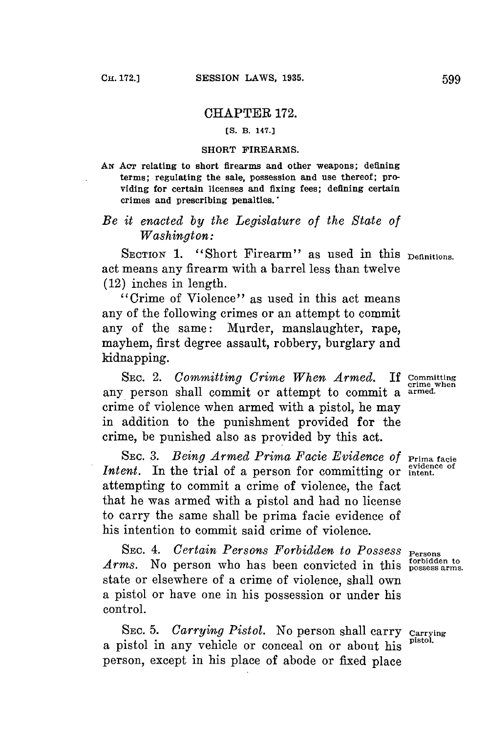# CHAPTER 172.

[S. B. 147.]

## SHORT FIREARMS.

AN ACT relating to short firearms and other weapons; defining terms; regulating the sale, possession and use thereof; providing for certain licenses and fixing fees; defining certain crimes and prescribing penalties.

*Be it enacted by the Legislature of the State of Washington:*

SECTION 1. "Short Firearm" as used in this act means any firearm with a barrel less than twelve (12) inches in length.

Definitions.

"Crime of Violence" as used in this act means any of the following crimes or an attempt to commit any of the same: Murder, manslaughter, rape, mayhem, first degree assault, robbery, burglary and kidnapping.

SEC. 2. *Committing Crime When Armed.* If any person shall commit or attempt to commit a crime of violence when armed with a pistol, he may in addition to the punishment provided for the crime, be punished also as provided by this act.

Committing crime when armed.

SEC. 3. *Being Armed Prima Facie Evidence of Intent.* In the trial of a person for committing or attempting to commit a crime of violence, the fact that he was armed with a pistol and had no license to carry the same shall be prima facie evidence of his intention to commit said crime of violence.

Prima facie evidence of intent.

SEC. 4. *Certain Persons Forbidden to Possess Arms.* No person who has been convicted in this state or elsewhere of a crime of violence, shall own a pistol or have one in his possession or under his control.

Persons forbidden to possess arms.

SEC. 5. *Carrying Pistol.* No person shall carry a pistol in any vehicle or conceal on or about his person, except in his place of abode or fixed place

Carrying pistol.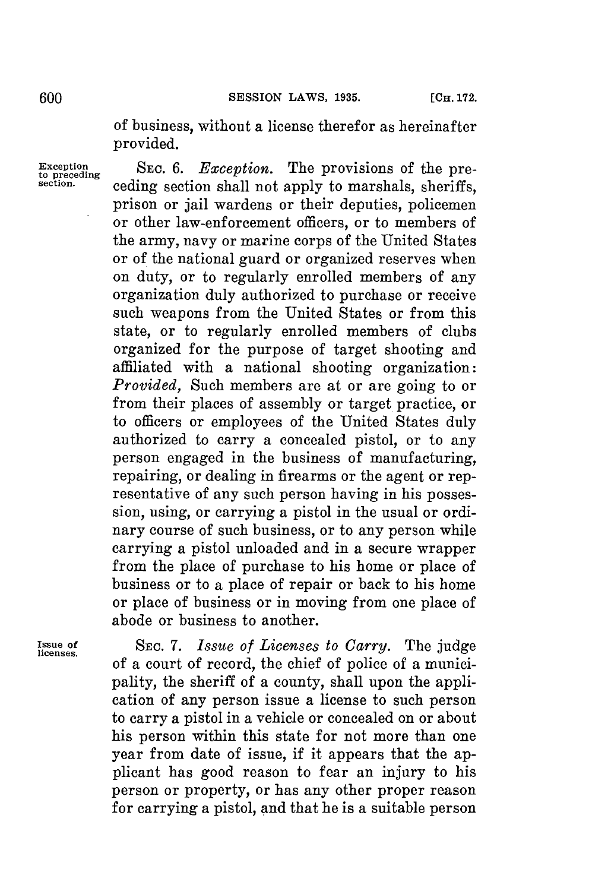of business, without a license therefor as hereinafter provided.

Exception to preceding section.

SEC. 6. *Exception.* The provisions of the preceding section shall not apply to marshals, sheriffs, prison or jail wardens or their deputies, policemen or other law-enforcement officers, or to members of the army, navy or marine corps of the United States or of the national guard or organized reserves when on duty, or to regularly enrolled members of any organization duly authorized to purchase or receive such weapons from the United States or from this state, or to regularly enrolled members of clubs organized for the purpose of target shooting and affiliated with a national shooting organization: *Provided,* Such members are at or are going to or from their places of assembly or target practice, or to officers or employees of the United States duly authorized to carry a concealed pistol, or to any person engaged in the business of manufacturing, repairing, or dealing in firearms or the agent or representative of any such person having in his possession, using, or carrying a pistol in the usual or ordinary course of such business, or to any person while carrying a pistol unloaded and in a secure wrapper from the place of purchase to his home or place of business or to a place of repair or back to his home or place of business or in moving from one place of abode or business to another.

Issue of licenses.

SEC. 7. *Issue of Licenses to Carry.* The judge of a court of record, the chief of police of a municipality, the sheriff of a county, shall upon the application of any person issue a license to such person to carry a pistol in a vehicle or concealed on or about his person within this state for not more than one year from date of issue, if it appears that the applicant has good reason to fear an injury to his person or property, or has any other proper reason for carrying a pistol, and that he is a suitable person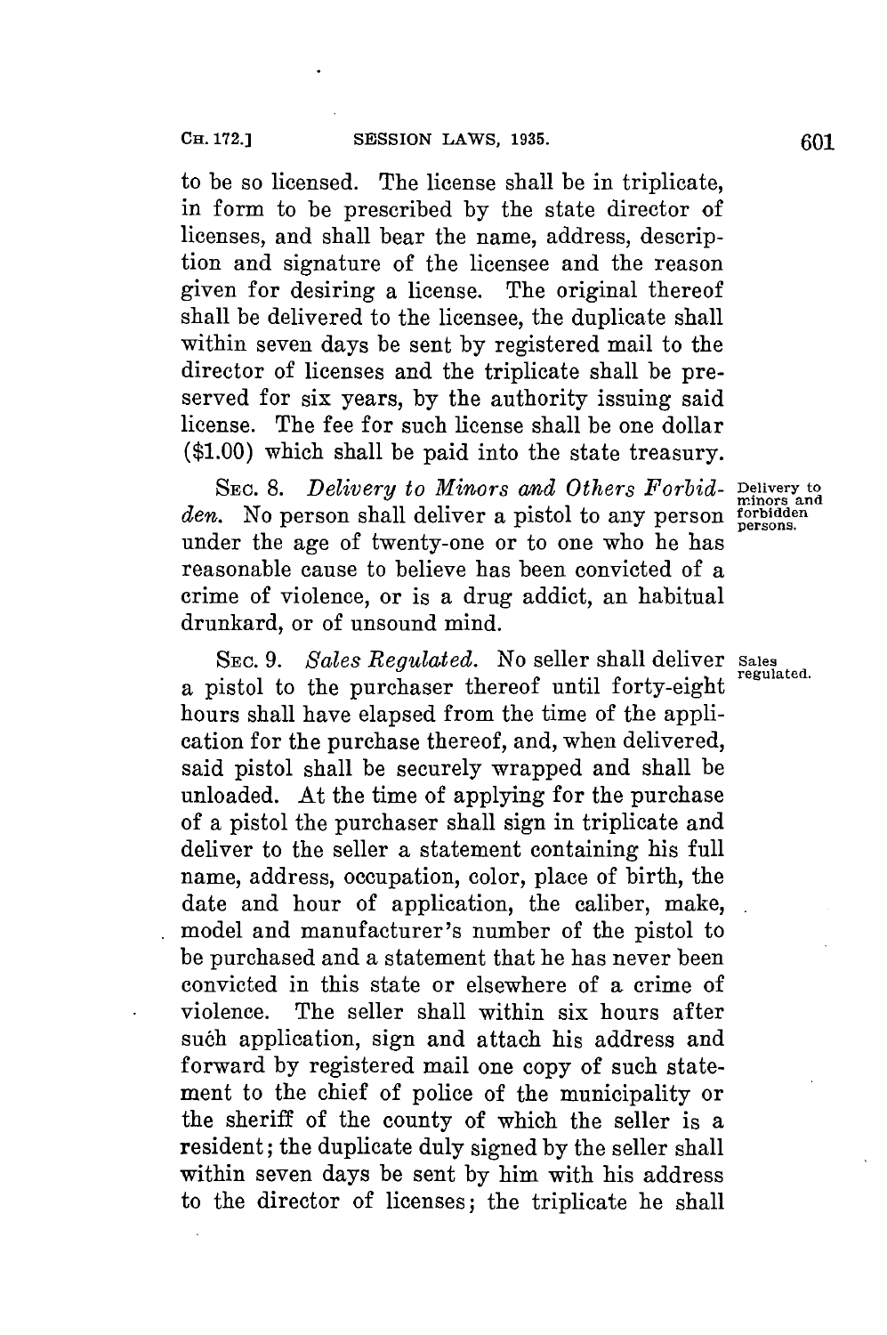to be so licensed. The license shall be in triplicate, in form to be prescribed by the state director of licenses, and shall bear the name, address, description and signature of the licensee and the reason given for desiring a license. The original thereof shall be delivered to the licensee, the duplicate shall within seven days be sent by registered mail to the director of licenses and the triplicate shall be preserved for six years, by the authority issuing said license. The fee for such license shall be one dollar ($1.00) which shall be paid into the state treasury.

Delivery to minors and forbidden persons.

SEC. 8. *Delivery to Minors and Others Forbidden.* No person shall deliver a pistol to any person under the age of twenty-one or to one who he has reasonable cause to believe has been convicted of a crime of violence, or is a drug addict, an habitual drunkard, or of unsound mind.

Sales regulated.

SEC. 9. *Sales Regulated.* No seller shall deliver a pistol to the purchaser thereof until forty-eight hours shall have elapsed from the time of the application for the purchase thereof, and, when delivered, said pistol shall be securely wrapped and shall be unloaded. At the time of applying for the purchase of a pistol the purchaser shall sign in triplicate and deliver to the seller a statement containing his full name, address, occupation, color, place of birth, the date and hour of application, the caliber, make, model and manufacturer's number of the pistol to be purchased and a statement that he has never been convicted in this state or elsewhere of a crime of violence. The seller shall within six hours after such application, sign and attach his address and forward by registered mail one copy of such statement to the chief of police of the municipality or the sheriff of the county of which the seller is a resident; the duplicate duly signed by the seller shall within seven days be sent by him with his address to the director of licenses; the triplicate he shall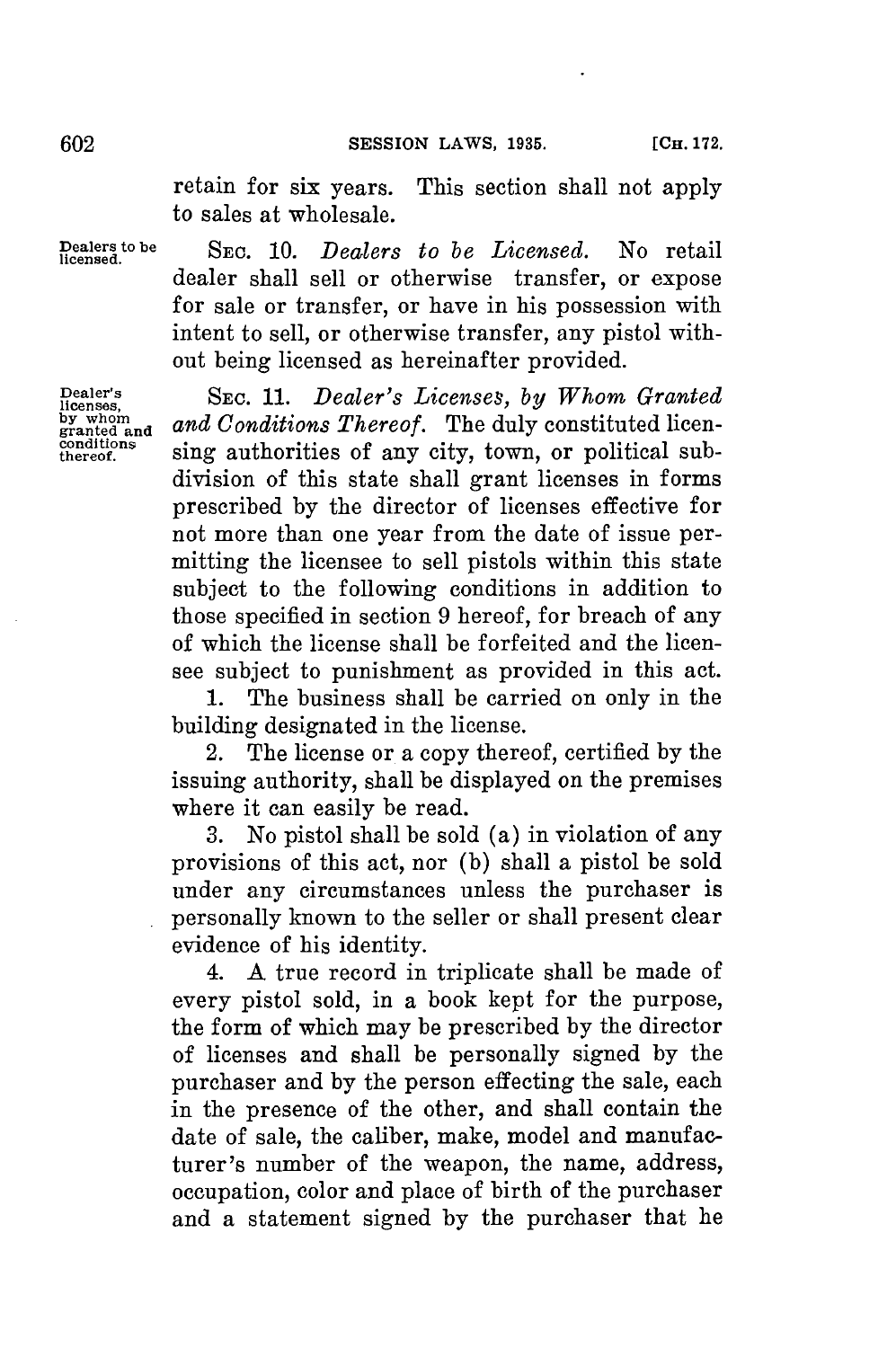retain for six years. This section shall not apply to sales at wholesale.

Dealers to be licensed.

SEC. 10. *Dealers to be Licensed.* No retail dealer shall sell or otherwise transfer, or expose for sale or transfer, or have in his possession with intent to sell, or otherwise transfer, any pistol without being licensed as hereinafter provided.

Dealer's licenses, by whom granted and conditions thereof.

SEC. 11. *Dealer's Licenses, by Whom Granted and Conditions Thereof.* The duly constituted licensing authorities of any city, town, or political subdivision of this state shall grant licenses in forms prescribed by the director of licenses effective for not more than one year from the date of issue permitting the licensee to sell pistols within this state subject to the following conditions in addition to those specified in section 9 hereof, for breach of any of which the license shall be forfeited and the licensee subject to punishment as provided in this act.

1. The business shall be carried on only in the building designated in the license.

2. The license or a copy thereof, certified by the issuing authority, shall be displayed on the premises where it can easily be read.

3. No pistol shall be sold (a) in violation of any provisions of this act, nor (b) shall a pistol be sold under any circumstances unless the purchaser is personally known to the seller or shall present clear evidence of his identity.

4. A true record in triplicate shall be made of every pistol sold, in a book kept for the purpose, the form of which may be prescribed by the director of licenses and shall be personally signed by the purchaser and by the person effecting the sale, each in the presence of the other, and shall contain the date of sale, the caliber, make, model and manufacturer's number of the weapon, the name, address, occupation, color and place of birth of the purchaser and a statement signed by the purchaser that he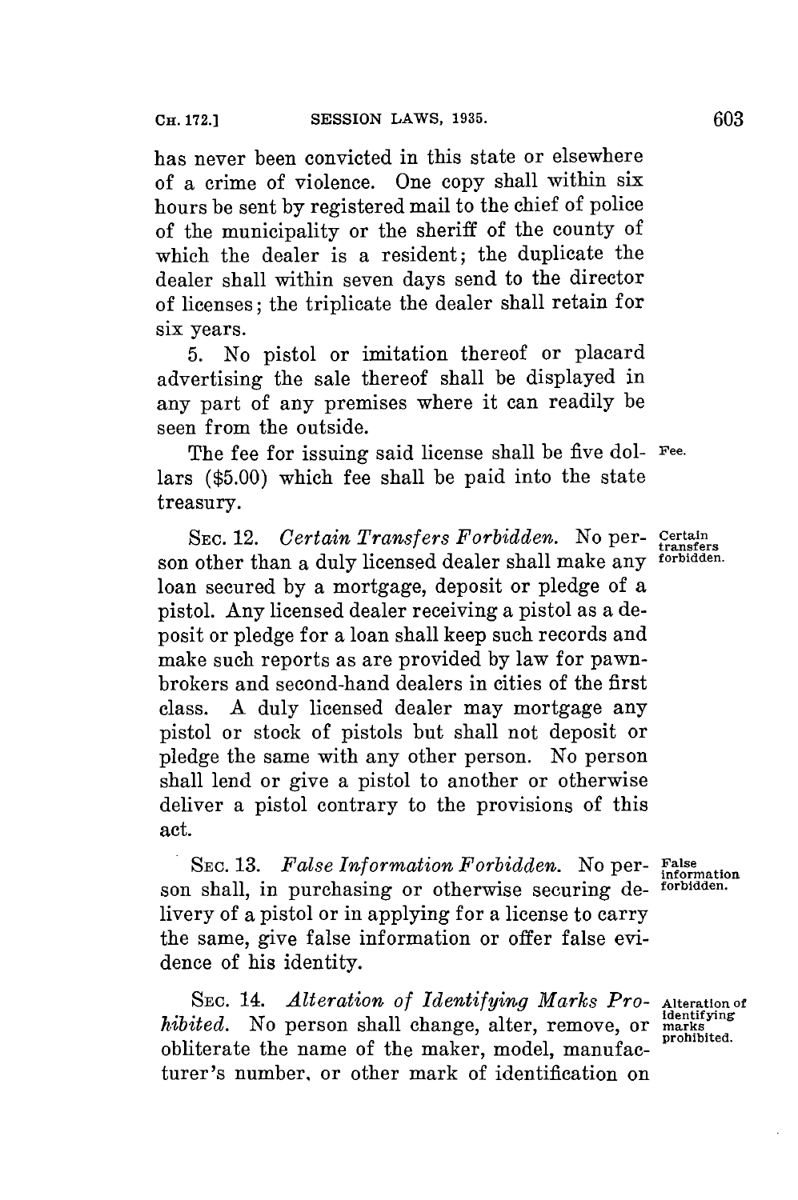has never been convicted in this state or elsewhere of a crime of violence. One copy shall within six hours be sent by registered mail to the chief of police of the municipality or the sheriff of the county of which the dealer is a resident; the duplicate the dealer shall within seven days send to the director of licenses; the triplicate the dealer shall retain for six years.

5. No pistol or imitation thereof or placard advertising the sale thereof shall be displayed in any part of any premises where it can readily be seen from the outside.

Fee.

The fee for issuing said license shall be five dollars ($5.00) which fee shall be paid into the state treasury.

Certain transfers forbidden.

SEC. 12. *Certain Transfers Forbidden.* No person other than a duly licensed dealer shall make any loan secured by a mortgage, deposit or pledge of a pistol. Any licensed dealer receiving a pistol as a deposit or pledge for a loan shall keep such records and make such reports as are provided by law for pawnbrokers and second-hand dealers in cities of the first class. A duly licensed dealer may mortgage any pistol or stock of pistols but shall not deposit or pledge the same with any other person. No person shall lend or give a pistol to another or otherwise deliver a pistol contrary to the provisions of this act.

False information forbidden.

SEC. 13. *False Information Forbidden.* No person shall, in purchasing or otherwise securing delivery of a pistol or in applying for a license to carry the same, give false information or offer false evidence of his identity.

Alteration of identifying marks prohibited.

SEC. 14. *Alteration of Identifying Marks Prohibited.* No person shall change, alter, remove, or obliterate the name of the maker, model, manufacturer's number, or other mark of identification on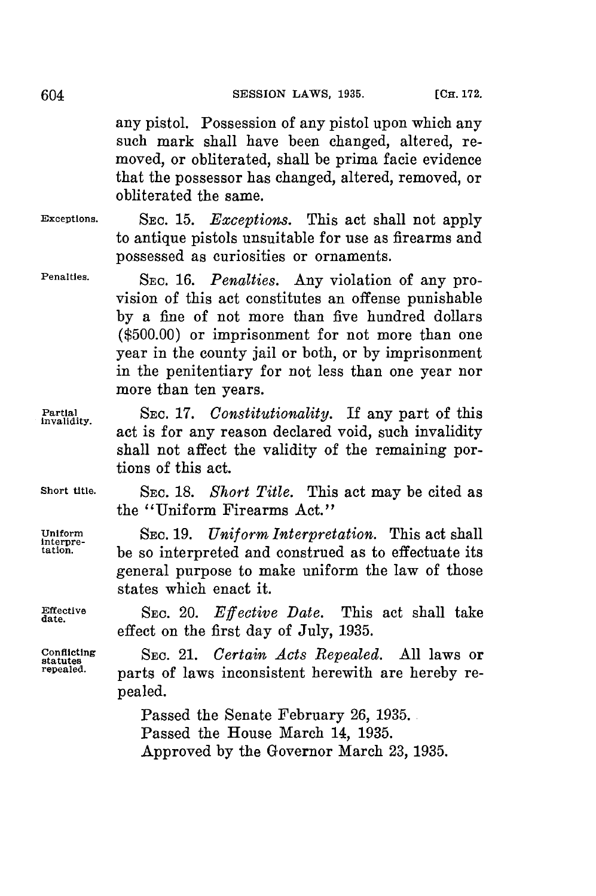any pistol. Possession of any pistol upon which any such mark shall have been changed, altered, removed, or obliterated, shall be prima facie evidence that the possessor has changed, altered, removed, or obliterated the same.

Exceptions.

SEC. 15. *Exceptions.* This act shall not apply to antique pistols unsuitable for use as firearms and possessed as curiosities or ornaments.

Penalties.

SEC. 16. *Penalties.* Any violation of any provision of this act constitutes an offense punishable by a fine of not more than five hundred dollars ($500.00) or imprisonment for not more than one year in the county jail or both, or by imprisonment in the penitentiary for not less than one year nor more than ten years.

Partial invalidity.

SEC. 17. *Constitutionality.* If any part of this act is for any reason declared void, such invalidity shall not affect the validity of the remaining portions of this act.

Short title.

SEC. 18. *Short Title.* This act may be cited as the "Uniform Firearms Act."

Uniform interpretation.

SEC. 19. *Uniform Interpretation.* This act shall be so interpreted and construed as to effectuate its general purpose to make uniform the law of those states which enact it.

Effective date.

SEC. 20. *Effective Date.* This act shall take effect on the first day of July, 1935.

Conflicting statutes repealed.

SEC. 21. *Certain Acts Repealed.* All laws or parts of laws inconsistent herewith are hereby repealed.

Passed the Senate February 26, 1935.
Passed the House March 14, 1935.
Approved by the Governor March 23, 1935.